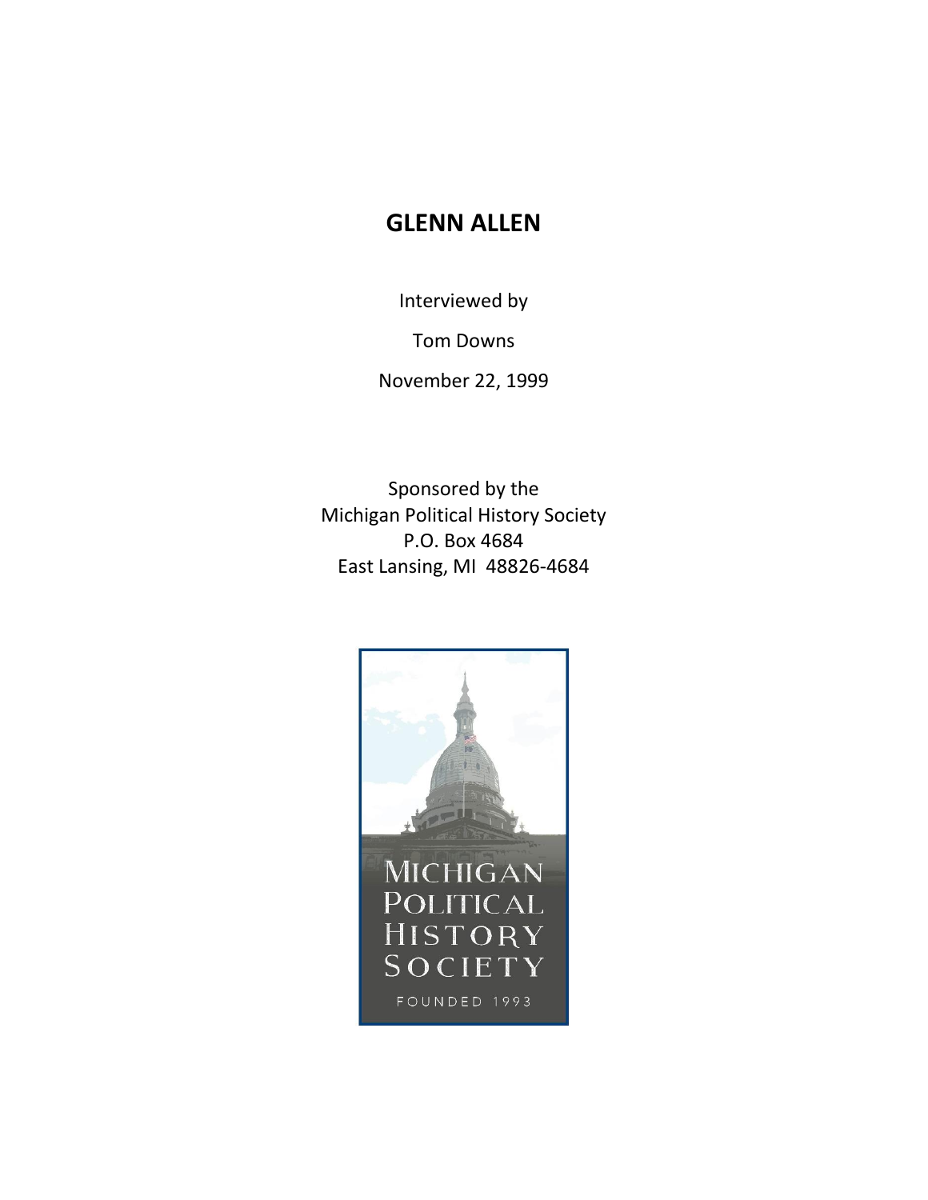# GLENN ALLEN

Interviewed by

Tom Downs

November 22, 1999

Sponsored by the
Michigan Political History Society
P.O. Box 4684
East Lansing, MI 48826-4684

MICHIGAN
POLITICAL
HISTORY
SOCIETY

FOUNDED 1993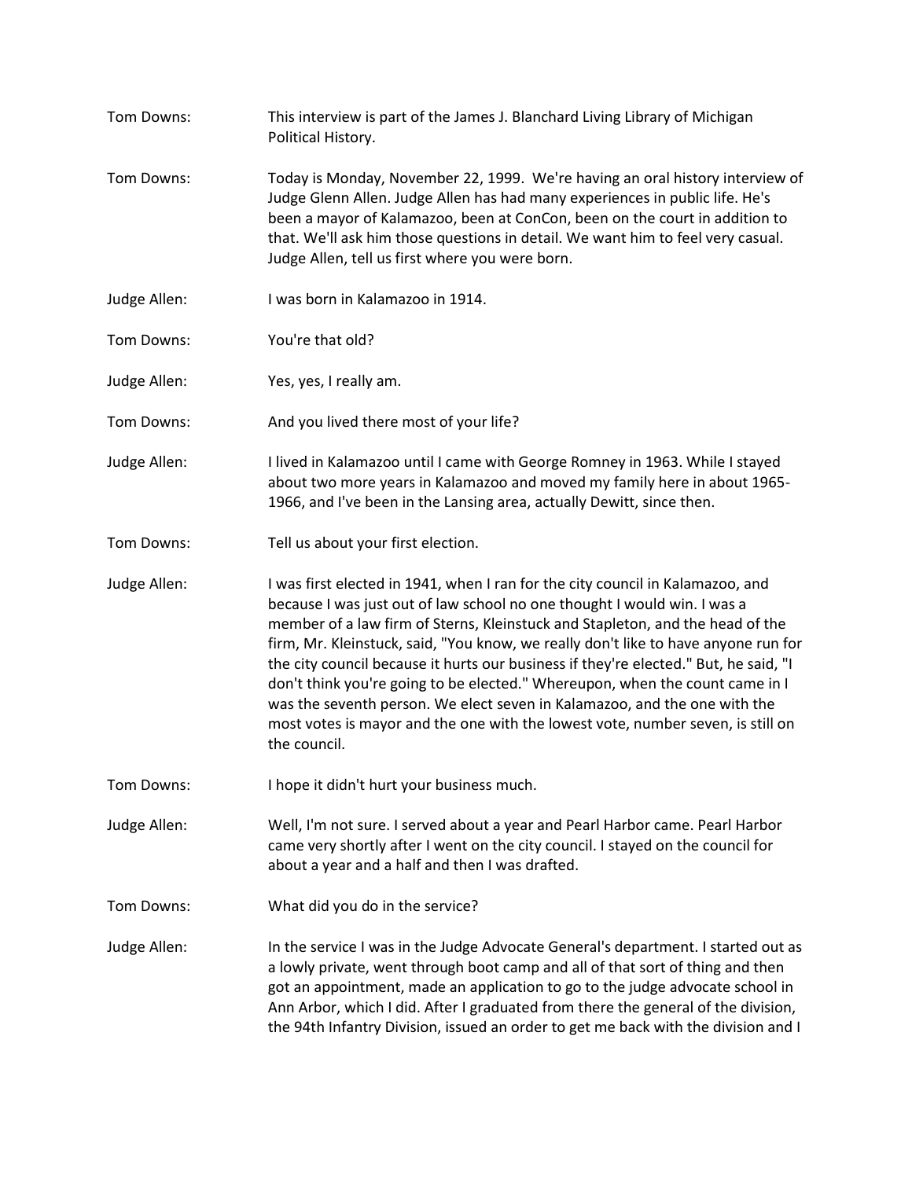Tom Downs: This interview is part of the James J. Blanchard Living Library of Michigan Political History.

Tom Downs: Today is Monday, November 22, 1999. We're having an oral history interview of Judge Glenn Allen. Judge Allen has had many experiences in public life. He's been a mayor of Kalamazoo, been at ConCon, been on the court in addition to that. We'll ask him those questions in detail. We want him to feel very casual. Judge Allen, tell us first where you were born.

Judge Allen: I was born in Kalamazoo in 1914.

Tom Downs: You're that old?

Judge Allen: Yes, yes, I really am.

Tom Downs: And you lived there most of your life?

Judge Allen: I lived in Kalamazoo until I came with George Romney in 1963. While I stayed about two more years in Kalamazoo and moved my family here in about 1965-1966, and I've been in the Lansing area, actually Dewitt, since then.

Tom Downs: Tell us about your first election.

Judge Allen: I was first elected in 1941, when I ran for the city council in Kalamazoo, and because I was just out of law school no one thought I would win. I was a member of a law firm of Sterns, Kleinstuck and Stapleton, and the head of the firm, Mr. Kleinstuck, said, "You know, we really don't like to have anyone run for the city council because it hurts our business if they're elected." But, he said, "I don't think you're going to be elected." Whereupon, when the count came in I was the seventh person. We elect seven in Kalamazoo, and the one with the most votes is mayor and the one with the lowest vote, number seven, is still on the council.

Tom Downs: I hope it didn't hurt your business much.

Judge Allen: Well, I'm not sure. I served about a year and Pearl Harbor came. Pearl Harbor came very shortly after I went on the city council. I stayed on the council for about a year and a half and then I was drafted.

Tom Downs: What did you do in the service?

Judge Allen: In the service I was in the Judge Advocate General's department. I started out as a lowly private, went through boot camp and all of that sort of thing and then got an appointment, made an application to go to the judge advocate school in Ann Arbor, which I did. After I graduated from there the general of the division, the 94th Infantry Division, issued an order to get me back with the division and I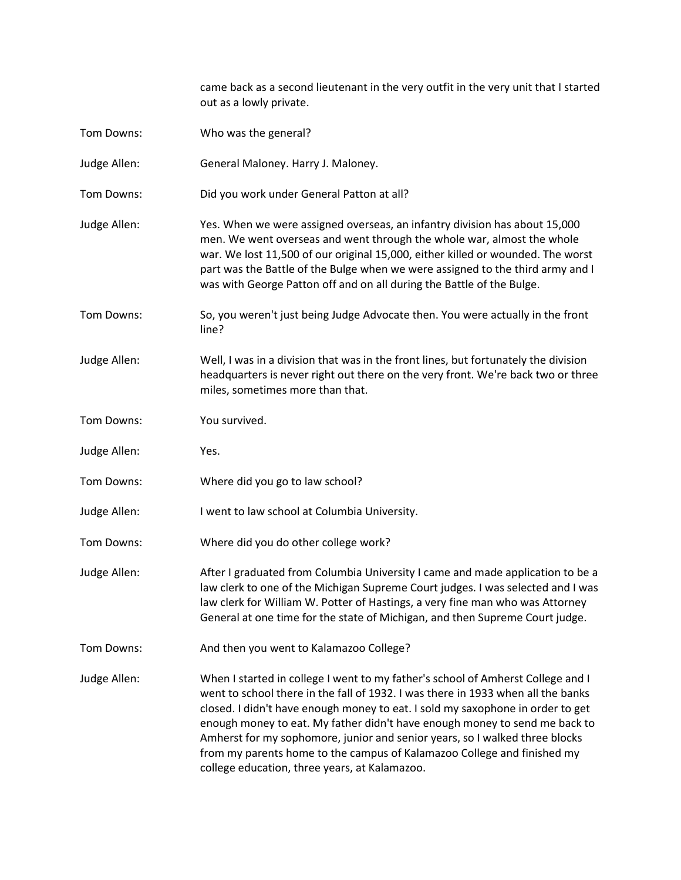came back as a second lieutenant in the very outfit in the very unit that I started out as a lowly private.

Tom Downs: Who was the general?

Judge Allen: General Maloney. Harry J. Maloney.

Tom Downs: Did you work under General Patton at all?

Judge Allen: Yes. When we were assigned overseas, an infantry division has about 15,000 men. We went overseas and went through the whole war, almost the whole war. We lost 11,500 of our original 15,000, either killed or wounded. The worst part was the Battle of the Bulge when we were assigned to the third army and I was with George Patton off and on all during the Battle of the Bulge.

Tom Downs: So, you weren't just being Judge Advocate then. You were actually in the front line?

Judge Allen: Well, I was in a division that was in the front lines, but fortunately the division headquarters is never right out there on the very front. We're back two or three miles, sometimes more than that.

Tom Downs: You survived.

Judge Allen: Yes.

Tom Downs: Where did you go to law school?

Judge Allen: I went to law school at Columbia University.

Tom Downs: Where did you do other college work?

Judge Allen: After I graduated from Columbia University I came and made application to be a law clerk to one of the Michigan Supreme Court judges. I was selected and I was law clerk for William W. Potter of Hastings, a very fine man who was Attorney General at one time for the state of Michigan, and then Supreme Court judge.

Tom Downs: And then you went to Kalamazoo College?

Judge Allen: When I started in college I went to my father's school of Amherst College and I went to school there in the fall of 1932. I was there in 1933 when all the banks closed. I didn't have enough money to eat. I sold my saxophone in order to get enough money to eat. My father didn't have enough money to send me back to Amherst for my sophomore, junior and senior years, so I walked three blocks from my parents home to the campus of Kalamazoo College and finished my college education, three years, at Kalamazoo.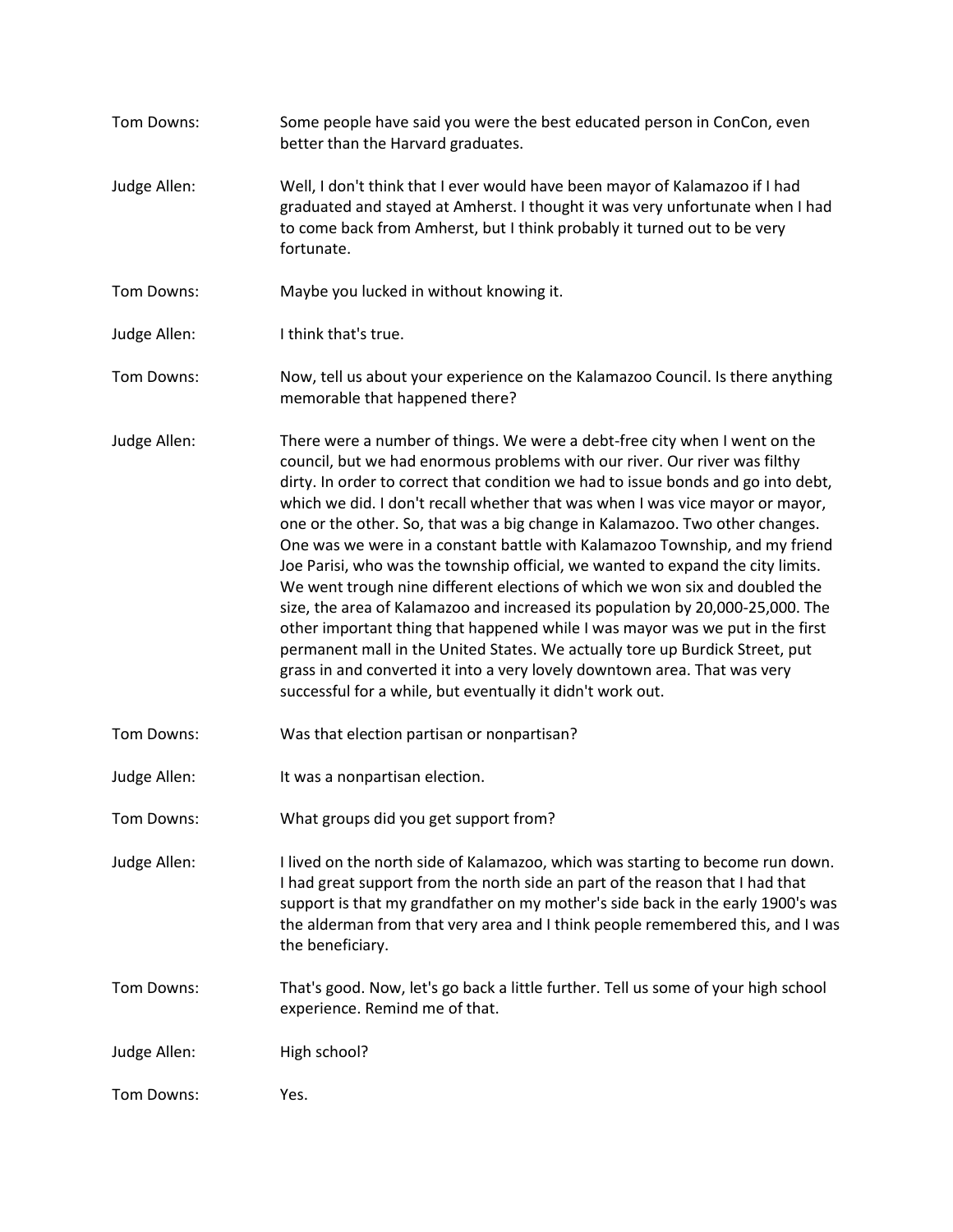Tom Downs: Some people have said you were the best educated person in ConCon, even better than the Harvard graduates.

Judge Allen: Well, I don't think that I ever would have been mayor of Kalamazoo if I had graduated and stayed at Amherst. I thought it was very unfortunate when I had to come back from Amherst, but I think probably it turned out to be very fortunate.

Tom Downs: Maybe you lucked in without knowing it.

Judge Allen: I think that's true.

Tom Downs: Now, tell us about your experience on the Kalamazoo Council. Is there anything memorable that happened there?

Judge Allen: There were a number of things. We were a debt-free city when I went on the council, but we had enormous problems with our river. Our river was filthy dirty. In order to correct that condition we had to issue bonds and go into debt, which we did. I don't recall whether that was when I was vice mayor or mayor, one or the other. So, that was a big change in Kalamazoo. Two other changes. One was we were in a constant battle with Kalamazoo Township, and my friend Joe Parisi, who was the township official, we wanted to expand the city limits. We went trough nine different elections of which we won six and doubled the size, the area of Kalamazoo and increased its population by 20,000-25,000. The other important thing that happened while I was mayor was we put in the first permanent mall in the United States. We actually tore up Burdick Street, put grass in and converted it into a very lovely downtown area. That was very successful for a while, but eventually it didn't work out.

Tom Downs: Was that election partisan or nonpartisan?

Judge Allen: It was a nonpartisan election.

Tom Downs: What groups did you get support from?

Judge Allen: I lived on the north side of Kalamazoo, which was starting to become run down. I had great support from the north side an part of the reason that I had that support is that my grandfather on my mother's side back in the early 1900's was the alderman from that very area and I think people remembered this, and I was the beneficiary.

Tom Downs: That's good. Now, let's go back a little further. Tell us some of your high school experience. Remind me of that.

Judge Allen: High school?

Tom Downs: Yes.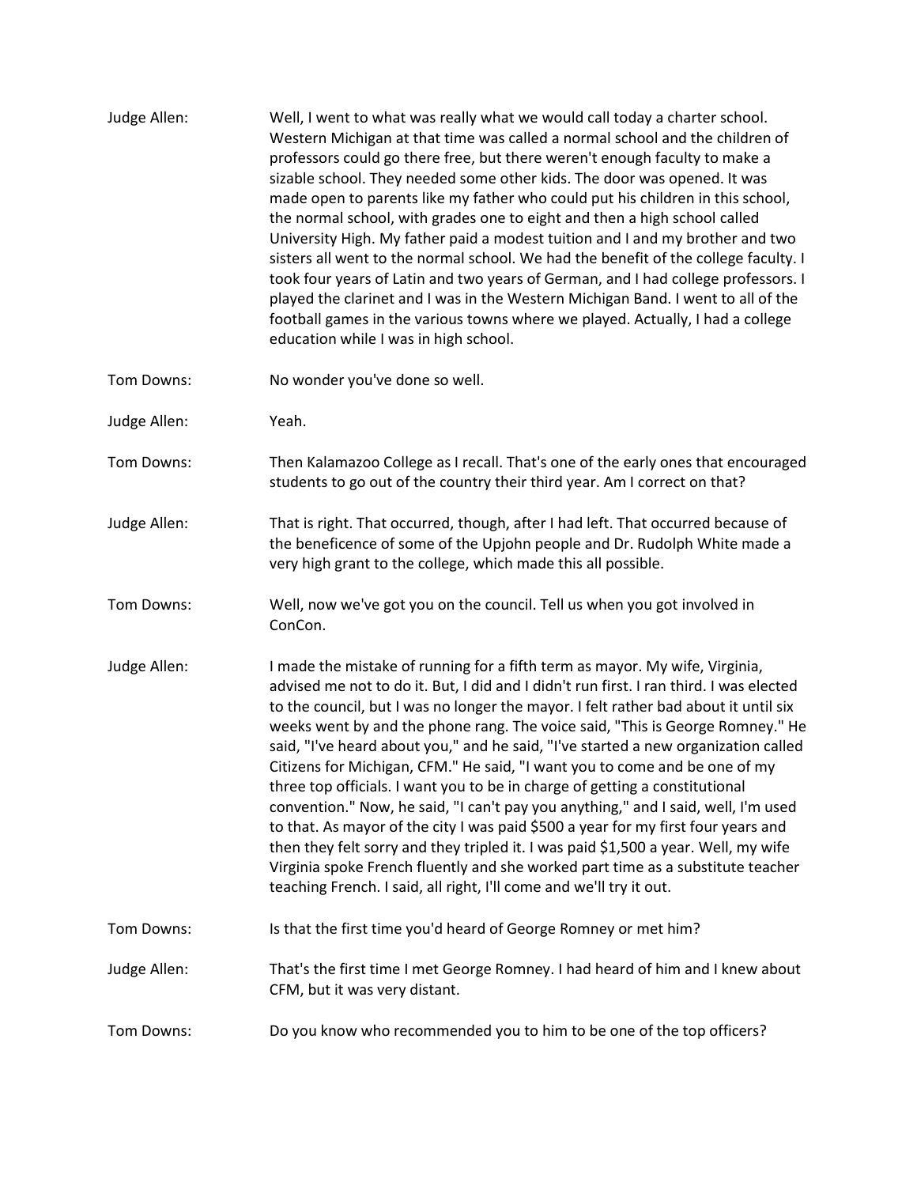Judge Allen: Well, I went to what was really what we would call today a charter school. Western Michigan at that time was called a normal school and the children of professors could go there free, but there weren't enough faculty to make a sizable school. They needed some other kids. The door was opened. It was made open to parents like my father who could put his children in this school, the normal school, with grades one to eight and then a high school called University High. My father paid a modest tuition and I and my brother and two sisters all went to the normal school. We had the benefit of the college faculty. I took four years of Latin and two years of German, and I had college professors. I played the clarinet and I was in the Western Michigan Band. I went to all of the football games in the various towns where we played. Actually, I had a college education while I was in high school.

Tom Downs: No wonder you've done so well.

Judge Allen: Yeah.

Tom Downs: Then Kalamazoo College as I recall. That's one of the early ones that encouraged students to go out of the country their third year. Am I correct on that?

Judge Allen: That is right. That occurred, though, after I had left. That occurred because of the beneficence of some of the Upjohn people and Dr. Rudolph White made a very high grant to the college, which made this all possible.

Tom Downs: Well, now we've got you on the council. Tell us when you got involved in ConCon.

Judge Allen: I made the mistake of running for a fifth term as mayor. My wife, Virginia, advised me not to do it. But, I did and I didn't run first. I ran third. I was elected to the council, but I was no longer the mayor. I felt rather bad about it until six weeks went by and the phone rang. The voice said, "This is George Romney." He said, "I've heard about you," and he said, "I've started a new organization called Citizens for Michigan, CFM." He said, "I want you to come and be one of my three top officials. I want you to be in charge of getting a constitutional convention." Now, he said, "I can't pay you anything," and I said, well, I'm used to that. As mayor of the city I was paid $500 a year for my first four years and then they felt sorry and they tripled it. I was paid $1,500 a year. Well, my wife Virginia spoke French fluently and she worked part time as a substitute teacher teaching French. I said, all right, I'll come and we'll try it out.

Tom Downs: Is that the first time you'd heard of George Romney or met him?

Judge Allen: That's the first time I met George Romney. I had heard of him and I knew about CFM, but it was very distant.

Tom Downs: Do you know who recommended you to him to be one of the top officers?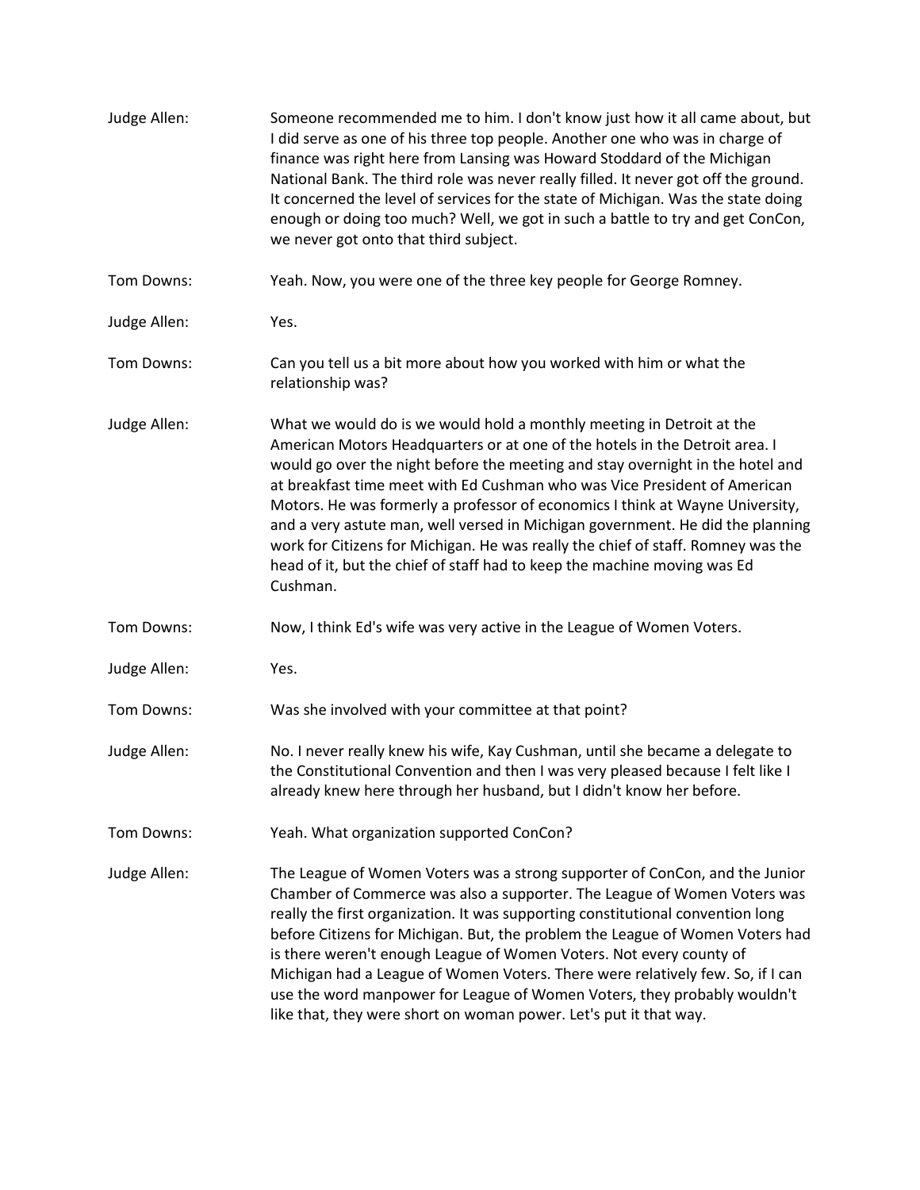Judge Allen: Someone recommended me to him. I don't know just how it all came about, but I did serve as one of his three top people. Another one who was in charge of finance was right here from Lansing was Howard Stoddard of the Michigan National Bank. The third role was never really filled. It never got off the ground. It concerned the level of services for the state of Michigan. Was the state doing enough or doing too much? Well, we got in such a battle to try and get ConCon, we never got onto that third subject.

Tom Downs: Yeah. Now, you were one of the three key people for George Romney.

Judge Allen: Yes.

Tom Downs: Can you tell us a bit more about how you worked with him or what the relationship was?

Judge Allen: What we would do is we would hold a monthly meeting in Detroit at the American Motors Headquarters or at one of the hotels in the Detroit area. I would go over the night before the meeting and stay overnight in the hotel and at breakfast time meet with Ed Cushman who was Vice President of American Motors. He was formerly a professor of economics I think at Wayne University, and a very astute man, well versed in Michigan government. He did the planning work for Citizens for Michigan. He was really the chief of staff. Romney was the head of it, but the chief of staff had to keep the machine moving was Ed Cushman.

Tom Downs: Now, I think Ed's wife was very active in the League of Women Voters.

Judge Allen: Yes.

Tom Downs: Was she involved with your committee at that point?

Judge Allen: No. I never really knew his wife, Kay Cushman, until she became a delegate to the Constitutional Convention and then I was very pleased because I felt like I already knew here through her husband, but I didn't know her before.

Tom Downs: Yeah. What organization supported ConCon?

Judge Allen: The League of Women Voters was a strong supporter of ConCon, and the Junior Chamber of Commerce was also a supporter. The League of Women Voters was really the first organization. It was supporting constitutional convention long before Citizens for Michigan. But, the problem the League of Women Voters had is there weren't enough League of Women Voters. Not every county of Michigan had a League of Women Voters. There were relatively few. So, if I can use the word manpower for League of Women Voters, they probably wouldn't like that, they were short on woman power. Let's put it that way.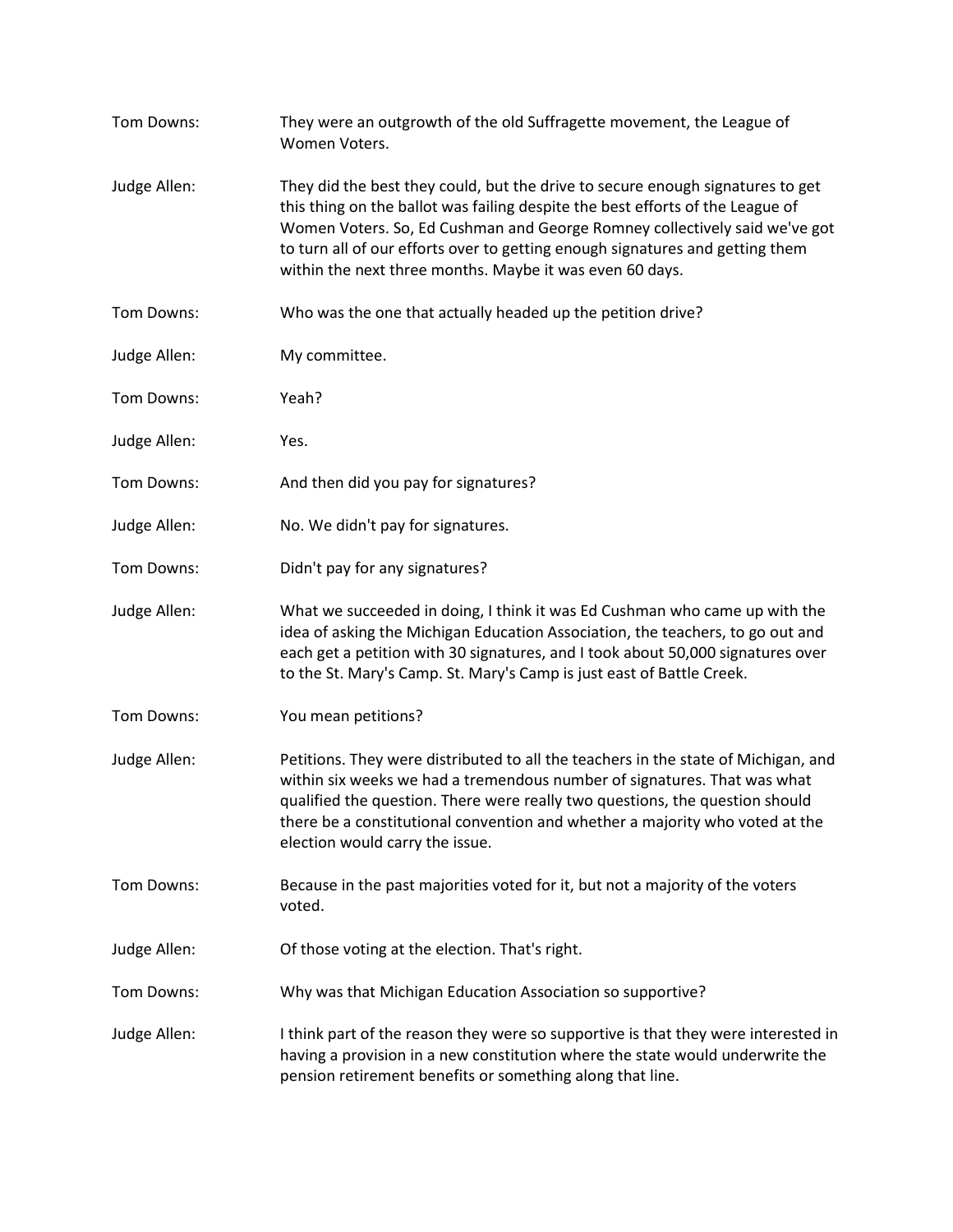Tom Downs: They were an outgrowth of the old Suffragette movement, the League of Women Voters.

Judge Allen: They did the best they could, but the drive to secure enough signatures to get this thing on the ballot was failing despite the best efforts of the League of Women Voters. So, Ed Cushman and George Romney collectively said we've got to turn all of our efforts over to getting enough signatures and getting them within the next three months. Maybe it was even 60 days.

Tom Downs: Who was the one that actually headed up the petition drive?

Judge Allen: My committee.

Tom Downs: Yeah?

Judge Allen: Yes.

Tom Downs: And then did you pay for signatures?

Judge Allen: No. We didn't pay for signatures.

Tom Downs: Didn't pay for any signatures?

Judge Allen: What we succeeded in doing, I think it was Ed Cushman who came up with the idea of asking the Michigan Education Association, the teachers, to go out and each get a petition with 30 signatures, and I took about 50,000 signatures over to the St. Mary's Camp. St. Mary's Camp is just east of Battle Creek.

Tom Downs: You mean petitions?

Judge Allen: Petitions. They were distributed to all the teachers in the state of Michigan, and within six weeks we had a tremendous number of signatures. That was what qualified the question. There were really two questions, the question should there be a constitutional convention and whether a majority who voted at the election would carry the issue.

Tom Downs: Because in the past majorities voted for it, but not a majority of the voters voted.

Judge Allen: Of those voting at the election. That's right.

Tom Downs: Why was that Michigan Education Association so supportive?

Judge Allen: I think part of the reason they were so supportive is that they were interested in having a provision in a new constitution where the state would underwrite the pension retirement benefits or something along that line.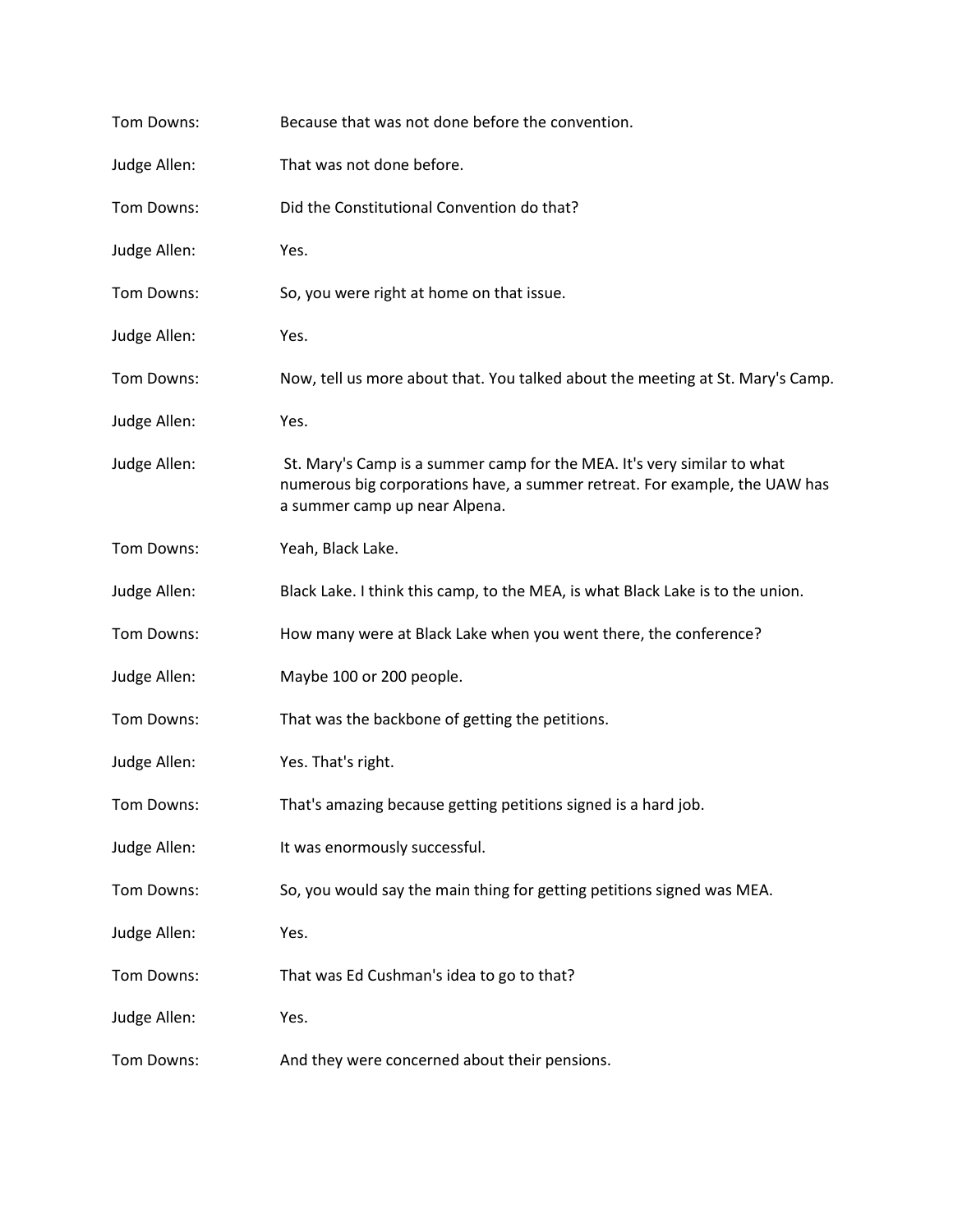Tom Downs: Because that was not done before the convention.

Judge Allen: That was not done before.

Tom Downs: Did the Constitutional Convention do that?

Judge Allen: Yes.

Tom Downs: So, you were right at home on that issue.

Judge Allen: Yes.

Tom Downs: Now, tell us more about that. You talked about the meeting at St. Mary's Camp.

Judge Allen: Yes.

Judge Allen: St. Mary's Camp is a summer camp for the MEA. It's very similar to what numerous big corporations have, a summer retreat. For example, the UAW has a summer camp up near Alpena.

Tom Downs: Yeah, Black Lake.

Judge Allen: Black Lake. I think this camp, to the MEA, is what Black Lake is to the union.

Tom Downs: How many were at Black Lake when you went there, the conference?

Judge Allen: Maybe 100 or 200 people.

Tom Downs: That was the backbone of getting the petitions.

Judge Allen: Yes. That's right.

Tom Downs: That's amazing because getting petitions signed is a hard job.

Judge Allen: It was enormously successful.

Tom Downs: So, you would say the main thing for getting petitions signed was MEA.

Judge Allen: Yes.

Tom Downs: That was Ed Cushman's idea to go to that?

Judge Allen: Yes.

Tom Downs: And they were concerned about their pensions.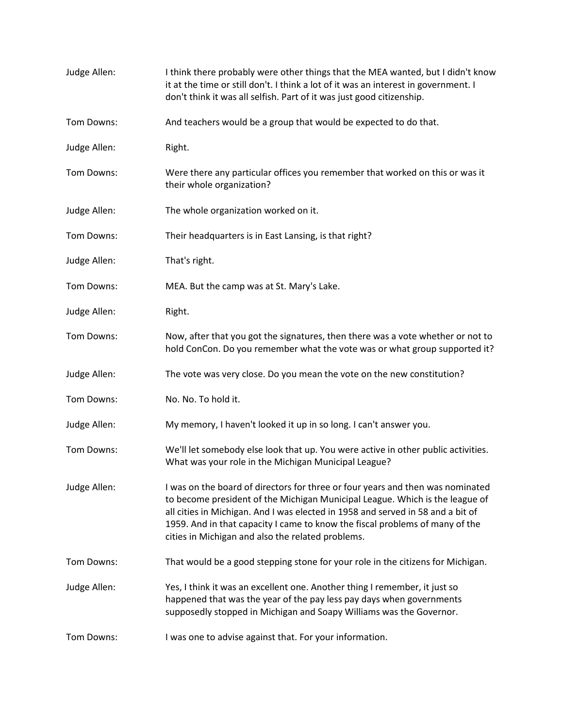Judge Allen: I think there probably were other things that the MEA wanted, but I didn't know it at the time or still don't. I think a lot of it was an interest in government. I don't think it was all selfish. Part of it was just good citizenship.

Tom Downs: And teachers would be a group that would be expected to do that.

Judge Allen: Right.

Tom Downs: Were there any particular offices you remember that worked on this or was it their whole organization?

Judge Allen: The whole organization worked on it.

Tom Downs: Their headquarters is in East Lansing, is that right?

Judge Allen: That's right.

Tom Downs: MEA. But the camp was at St. Mary's Lake.

Judge Allen: Right.

Tom Downs: Now, after that you got the signatures, then there was a vote whether or not to hold ConCon. Do you remember what the vote was or what group supported it?

Judge Allen: The vote was very close. Do you mean the vote on the new constitution?

Tom Downs: No. No. To hold it.

Judge Allen: My memory, I haven't looked it up in so long. I can't answer you.

Tom Downs: We'll let somebody else look that up. You were active in other public activities. What was your role in the Michigan Municipal League?

Judge Allen: I was on the board of directors for three or four years and then was nominated to become president of the Michigan Municipal League. Which is the league of all cities in Michigan. And I was elected in 1958 and served in 58 and a bit of 1959. And in that capacity I came to know the fiscal problems of many of the cities in Michigan and also the related problems.

Tom Downs: That would be a good stepping stone for your role in the citizens for Michigan.

Judge Allen: Yes, I think it was an excellent one. Another thing I remember, it just so happened that was the year of the pay less pay days when governments supposedly stopped in Michigan and Soapy Williams was the Governor.

Tom Downs: I was one to advise against that. For your information.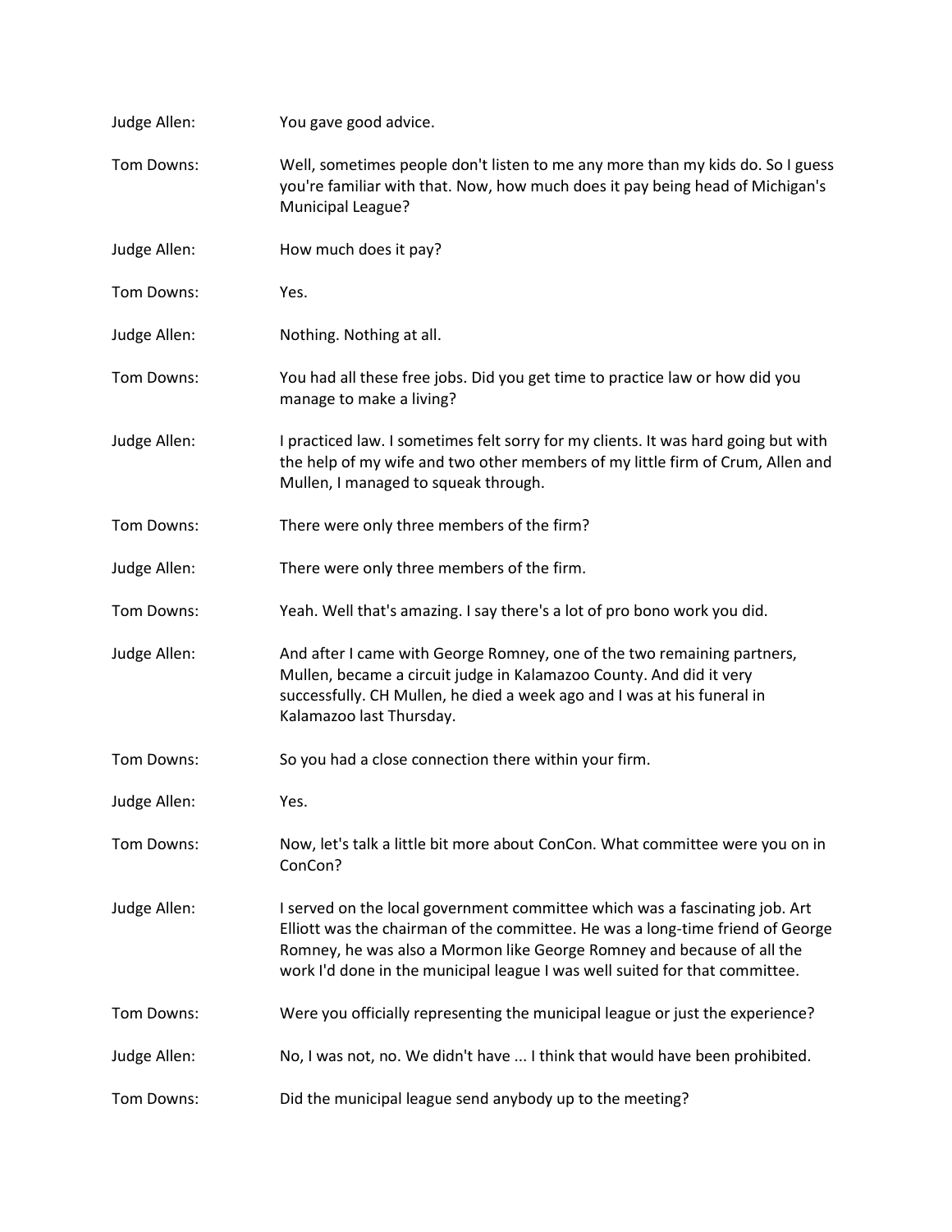Judge Allen: You gave good advice.

Tom Downs: Well, sometimes people don't listen to me any more than my kids do. So I guess you're familiar with that. Now, how much does it pay being head of Michigan's Municipal League?

Judge Allen: How much does it pay?

Tom Downs: Yes.

Judge Allen: Nothing. Nothing at all.

Tom Downs: You had all these free jobs. Did you get time to practice law or how did you manage to make a living?

Judge Allen: I practiced law. I sometimes felt sorry for my clients. It was hard going but with the help of my wife and two other members of my little firm of Crum, Allen and Mullen, I managed to squeak through.

Tom Downs: There were only three members of the firm?

Judge Allen: There were only three members of the firm.

Tom Downs: Yeah. Well that's amazing. I say there's a lot of pro bono work you did.

Judge Allen: And after I came with George Romney, one of the two remaining partners, Mullen, became a circuit judge in Kalamazoo County. And did it very successfully. CH Mullen, he died a week ago and I was at his funeral in Kalamazoo last Thursday.

Tom Downs: So you had a close connection there within your firm.

Judge Allen: Yes.

Tom Downs: Now, let's talk a little bit more about ConCon. What committee were you on in ConCon?

Judge Allen: I served on the local government committee which was a fascinating job. Art Elliott was the chairman of the committee. He was a long-time friend of George Romney, he was also a Mormon like George Romney and because of all the work I'd done in the municipal league I was well suited for that committee.

Tom Downs: Were you officially representing the municipal league or just the experience?

Judge Allen: No, I was not, no. We didn't have ... I think that would have been prohibited.

Tom Downs: Did the municipal league send anybody up to the meeting?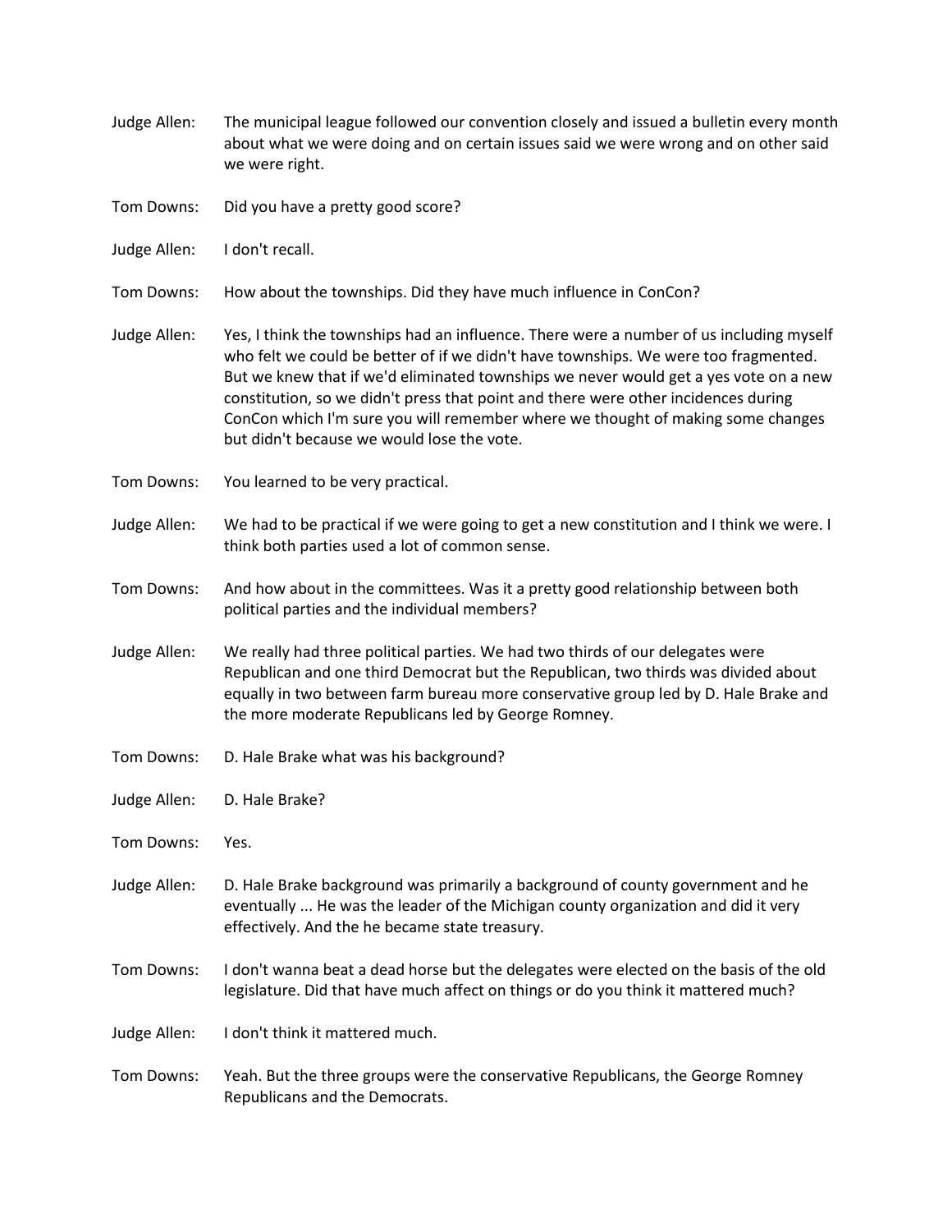Judge Allen: The municipal league followed our convention closely and issued a bulletin every month about what we were doing and on certain issues said we were wrong and on other said we were right.

Tom Downs: Did you have a pretty good score?

Judge Allen: I don't recall.

Tom Downs: How about the townships. Did they have much influence in ConCon?

Judge Allen: Yes, I think the townships had an influence. There were a number of us including myself who felt we could be better of if we didn't have townships. We were too fragmented. But we knew that if we'd eliminated townships we never would get a yes vote on a new constitution, so we didn't press that point and there were other incidences during ConCon which I'm sure you will remember where we thought of making some changes but didn't because we would lose the vote.

Tom Downs: You learned to be very practical.

Judge Allen: We had to be practical if we were going to get a new constitution and I think we were. I think both parties used a lot of common sense.

Tom Downs: And how about in the committees. Was it a pretty good relationship between both political parties and the individual members?

Judge Allen: We really had three political parties. We had two thirds of our delegates were Republican and one third Democrat but the Republican, two thirds was divided about equally in two between farm bureau more conservative group led by D. Hale Brake and the more moderate Republicans led by George Romney.

Tom Downs: D. Hale Brake what was his background?

Judge Allen: D. Hale Brake?

Tom Downs: Yes.

Judge Allen: D. Hale Brake background was primarily a background of county government and he eventually ... He was the leader of the Michigan county organization and did it very effectively. And the he became state treasury.

Tom Downs: I don't wanna beat a dead horse but the delegates were elected on the basis of the old legislature. Did that have much affect on things or do you think it mattered much?

Judge Allen: I don't think it mattered much.

Tom Downs: Yeah. But the three groups were the conservative Republicans, the George Romney Republicans and the Democrats.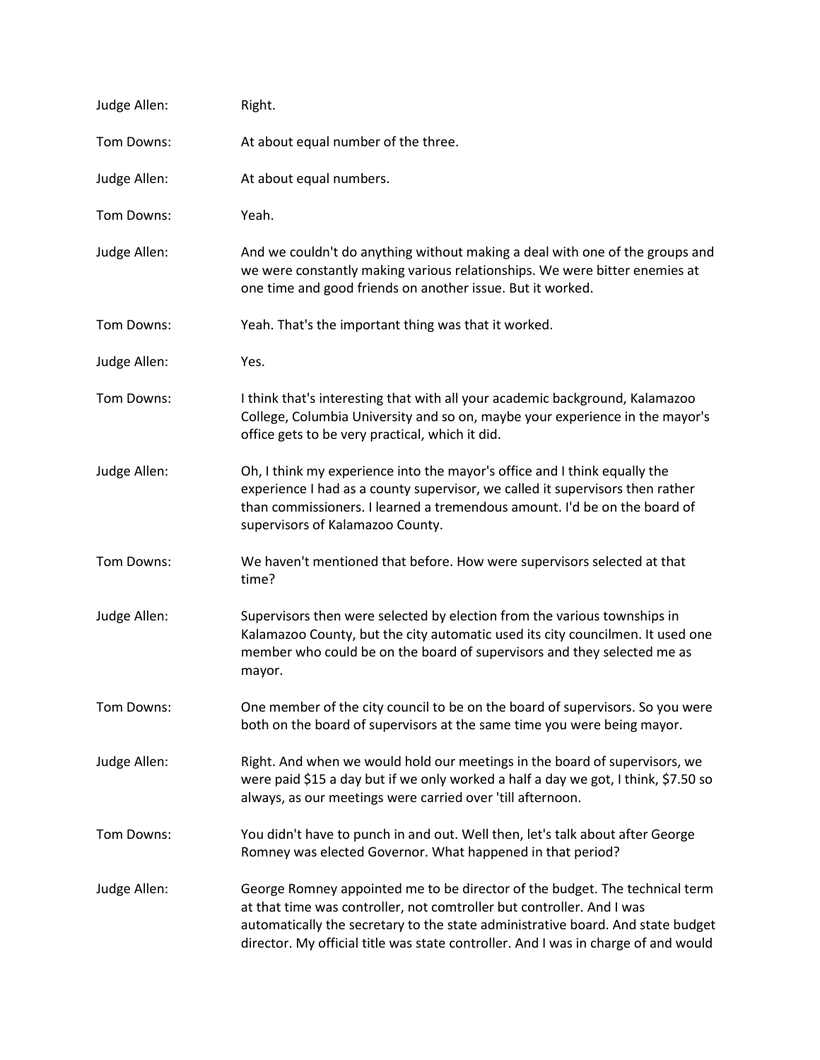Judge Allen: Right.

Tom Downs: At about equal number of the three.

Judge Allen: At about equal numbers.

Tom Downs: Yeah.

Judge Allen: And we couldn't do anything without making a deal with one of the groups and we were constantly making various relationships. We were bitter enemies at one time and good friends on another issue. But it worked.

Tom Downs: Yeah. That's the important thing was that it worked.

Judge Allen: Yes.

Tom Downs: I think that's interesting that with all your academic background, Kalamazoo College, Columbia University and so on, maybe your experience in the mayor's office gets to be very practical, which it did.

Judge Allen: Oh, I think my experience into the mayor's office and I think equally the experience I had as a county supervisor, we called it supervisors then rather than commissioners. I learned a tremendous amount. I'd be on the board of supervisors of Kalamazoo County.

Tom Downs: We haven't mentioned that before. How were supervisors selected at that time?

Judge Allen: Supervisors then were selected by election from the various townships in Kalamazoo County, but the city automatic used its city councilmen. It used one member who could be on the board of supervisors and they selected me as mayor.

Tom Downs: One member of the city council to be on the board of supervisors. So you were both on the board of supervisors at the same time you were being mayor.

Judge Allen: Right. And when we would hold our meetings in the board of supervisors, we were paid $15 a day but if we only worked a half a day we got, I think, $7.50 so always, as our meetings were carried over 'till afternoon.

Tom Downs: You didn't have to punch in and out. Well then, let's talk about after George Romney was elected Governor. What happened in that period?

Judge Allen: George Romney appointed me to be director of the budget. The technical term at that time was controller, not comtroller but controller. And I was automatically the secretary to the state administrative board. And state budget director. My official title was state controller. And I was in charge of and would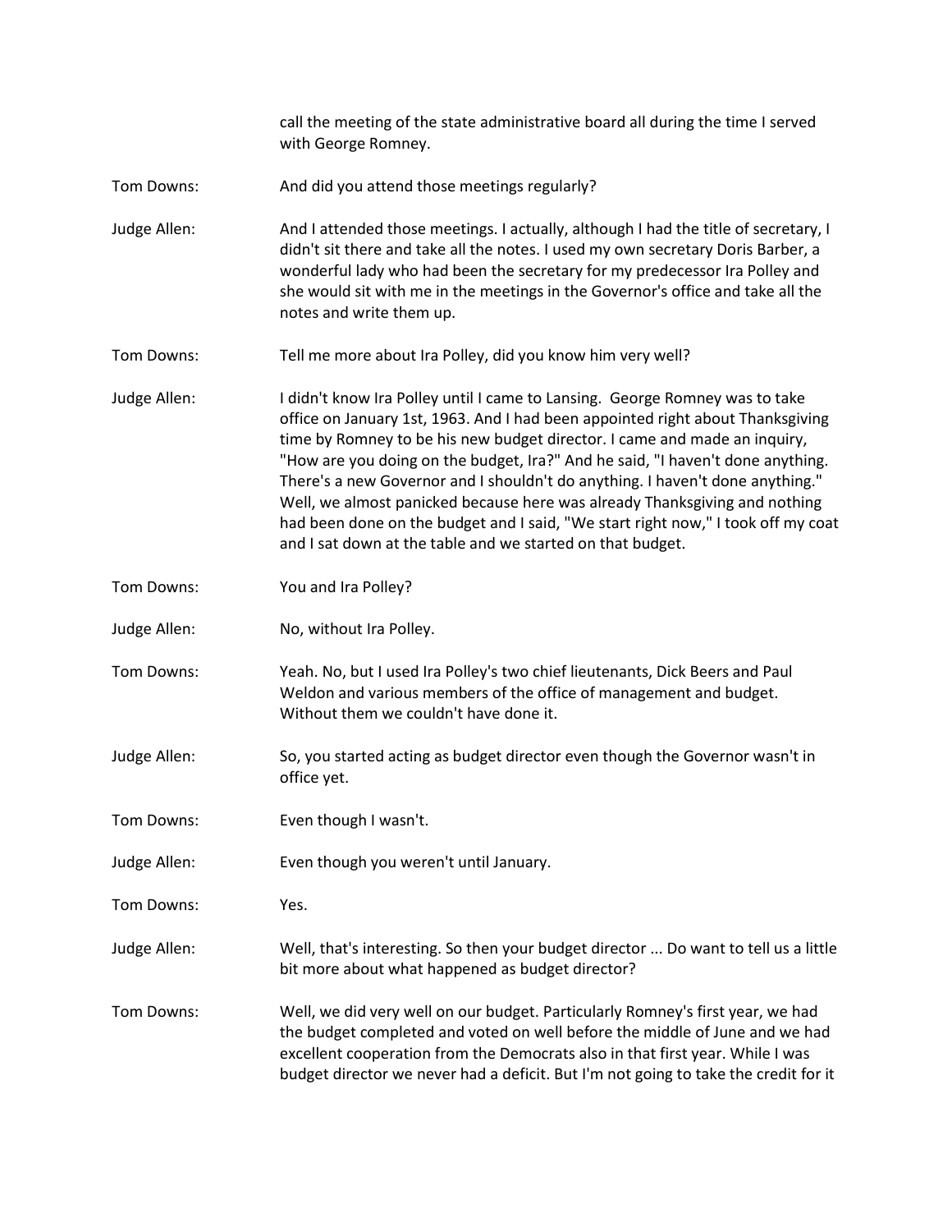call the meeting of the state administrative board all during the time I served with George Romney.

Tom Downs: And did you attend those meetings regularly?

Judge Allen: And I attended those meetings. I actually, although I had the title of secretary, I didn't sit there and take all the notes. I used my own secretary Doris Barber, a wonderful lady who had been the secretary for my predecessor Ira Polley and she would sit with me in the meetings in the Governor's office and take all the notes and write them up.

Tom Downs: Tell me more about Ira Polley, did you know him very well?

Judge Allen: I didn't know Ira Polley until I came to Lansing. George Romney was to take office on January 1st, 1963. And I had been appointed right about Thanksgiving time by Romney to be his new budget director. I came and made an inquiry, "How are you doing on the budget, Ira?" And he said, "I haven't done anything. There's a new Governor and I shouldn't do anything. I haven't done anything." Well, we almost panicked because here was already Thanksgiving and nothing had been done on the budget and I said, "We start right now," I took off my coat and I sat down at the table and we started on that budget.

Tom Downs: You and Ira Polley?

Judge Allen: No, without Ira Polley.

Tom Downs: Yeah. No, but I used Ira Polley's two chief lieutenants, Dick Beers and Paul Weldon and various members of the office of management and budget. Without them we couldn't have done it.

Judge Allen: So, you started acting as budget director even though the Governor wasn't in office yet.

Tom Downs: Even though I wasn't.

Judge Allen: Even though you weren't until January.

Tom Downs: Yes.

Judge Allen: Well, that's interesting. So then your budget director ... Do want to tell us a little bit more about what happened as budget director?

Tom Downs: Well, we did very well on our budget. Particularly Romney's first year, we had the budget completed and voted on well before the middle of June and we had excellent cooperation from the Democrats also in that first year. While I was budget director we never had a deficit. But I'm not going to take the credit for it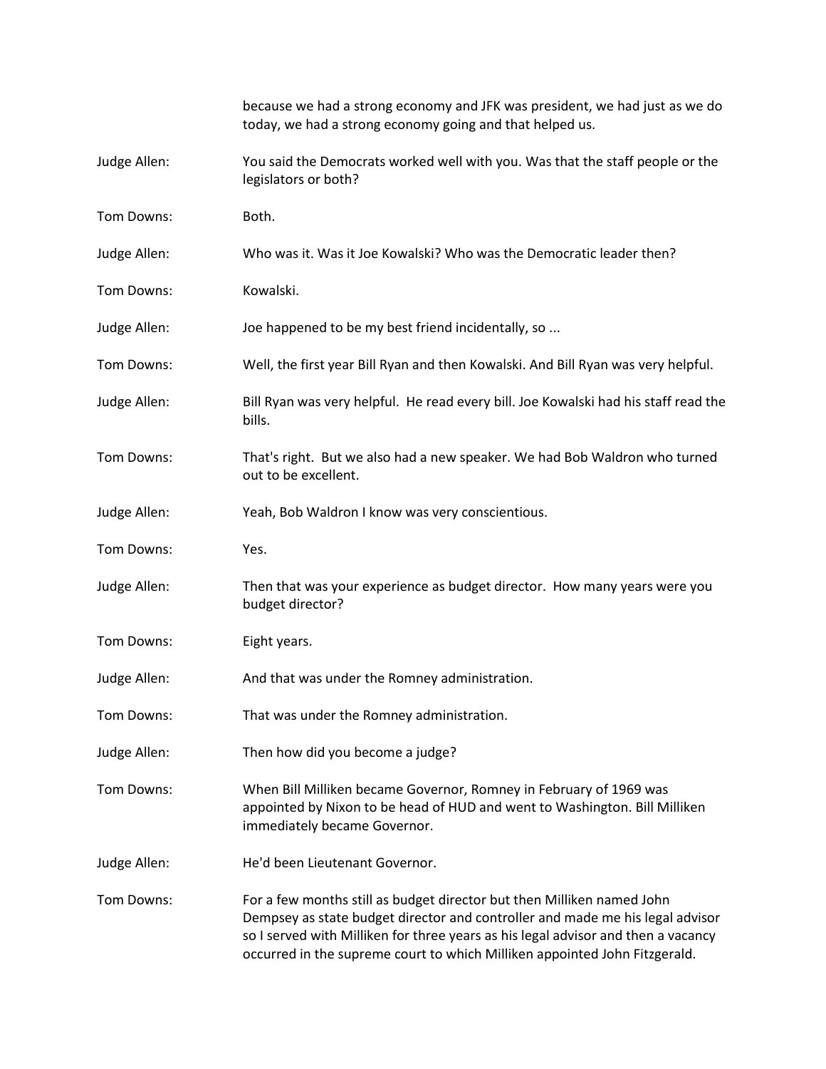because we had a strong economy and JFK was president, we had just as we do today, we had a strong economy going and that helped us.

Judge Allen: You said the Democrats worked well with you. Was that the staff people or the legislators or both?

Tom Downs: Both.

Judge Allen: Who was it. Was it Joe Kowalski? Who was the Democratic leader then?

Tom Downs: Kowalski.

Judge Allen: Joe happened to be my best friend incidentally, so ...

Tom Downs: Well, the first year Bill Ryan and then Kowalski. And Bill Ryan was very helpful.

Judge Allen: Bill Ryan was very helpful. He read every bill. Joe Kowalski had his staff read the bills.

Tom Downs: That's right. But we also had a new speaker. We had Bob Waldron who turned out to be excellent.

Judge Allen: Yeah, Bob Waldron I know was very conscientious.

Tom Downs: Yes.

Judge Allen: Then that was your experience as budget director. How many years were you budget director?

Tom Downs: Eight years.

Judge Allen: And that was under the Romney administration.

Tom Downs: That was under the Romney administration.

Judge Allen: Then how did you become a judge?

Tom Downs: When Bill Milliken became Governor, Romney in February of 1969 was appointed by Nixon to be head of HUD and went to Washington. Bill Milliken immediately became Governor.

Judge Allen: He'd been Lieutenant Governor.

Tom Downs: For a few months still as budget director but then Milliken named John Dempsey as state budget director and controller and made me his legal advisor so I served with Milliken for three years as his legal advisor and then a vacancy occurred in the supreme court to which Milliken appointed John Fitzgerald.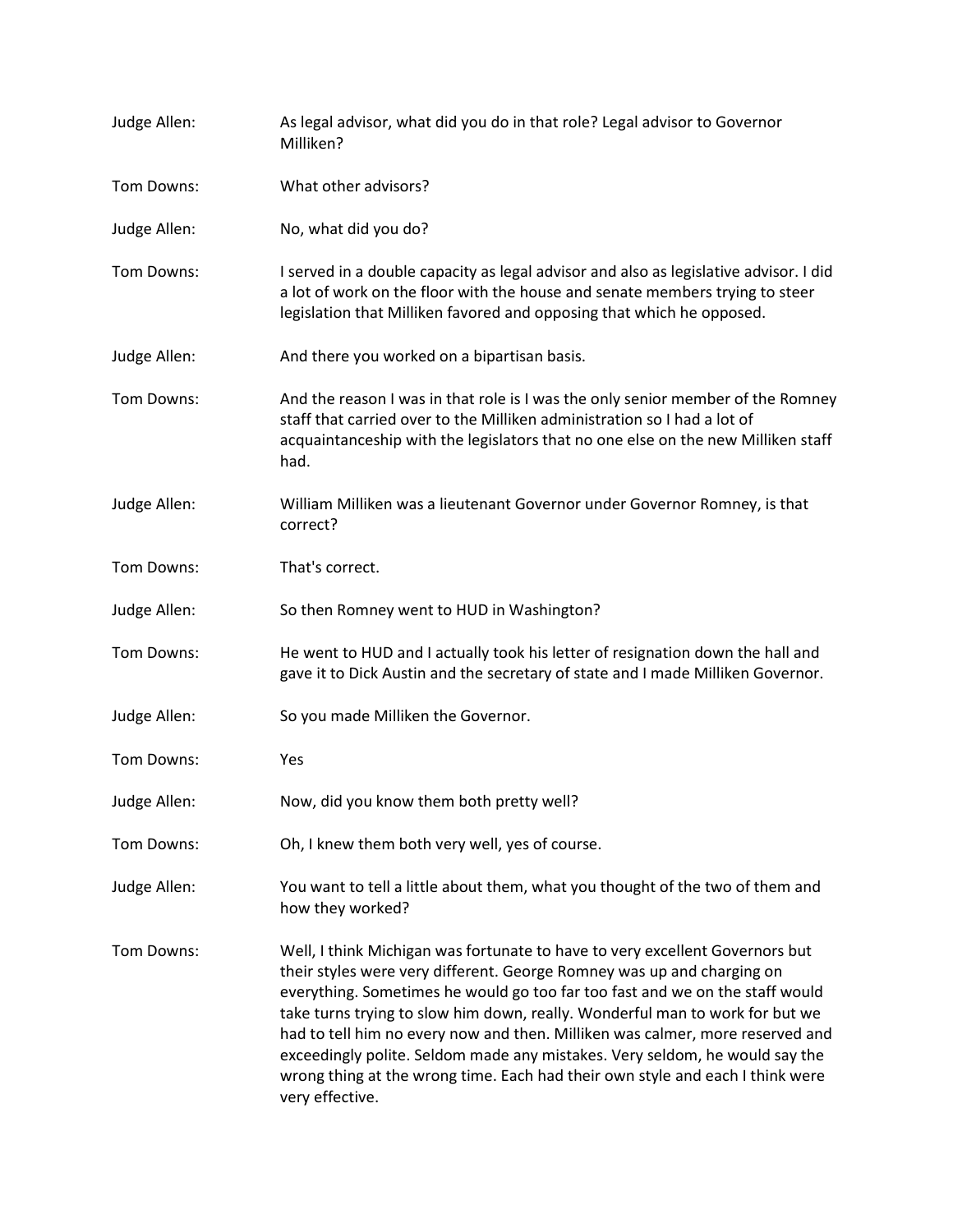Judge Allen: As legal advisor, what did you do in that role? Legal advisor to Governor Milliken?

Tom Downs: What other advisors?

Judge Allen: No, what did you do?

Tom Downs: I served in a double capacity as legal advisor and also as legislative advisor. I did a lot of work on the floor with the house and senate members trying to steer legislation that Milliken favored and opposing that which he opposed.

Judge Allen: And there you worked on a bipartisan basis.

Tom Downs: And the reason I was in that role is I was the only senior member of the Romney staff that carried over to the Milliken administration so I had a lot of acquaintanceship with the legislators that no one else on the new Milliken staff had.

Judge Allen: William Milliken was a lieutenant Governor under Governor Romney, is that correct?

Tom Downs: That's correct.

Judge Allen: So then Romney went to HUD in Washington?

Tom Downs: He went to HUD and I actually took his letter of resignation down the hall and gave it to Dick Austin and the secretary of state and I made Milliken Governor.

Judge Allen: So you made Milliken the Governor.

Tom Downs: Yes

Judge Allen: Now, did you know them both pretty well?

Tom Downs: Oh, I knew them both very well, yes of course.

Judge Allen: You want to tell a little about them, what you thought of the two of them and how they worked?

Tom Downs: Well, I think Michigan was fortunate to have to very excellent Governors but their styles were very different. George Romney was up and charging on everything. Sometimes he would go too far too fast and we on the staff would take turns trying to slow him down, really. Wonderful man to work for but we had to tell him no every now and then. Milliken was calmer, more reserved and exceedingly polite. Seldom made any mistakes. Very seldom, he would say the wrong thing at the wrong time. Each had their own style and each I think were very effective.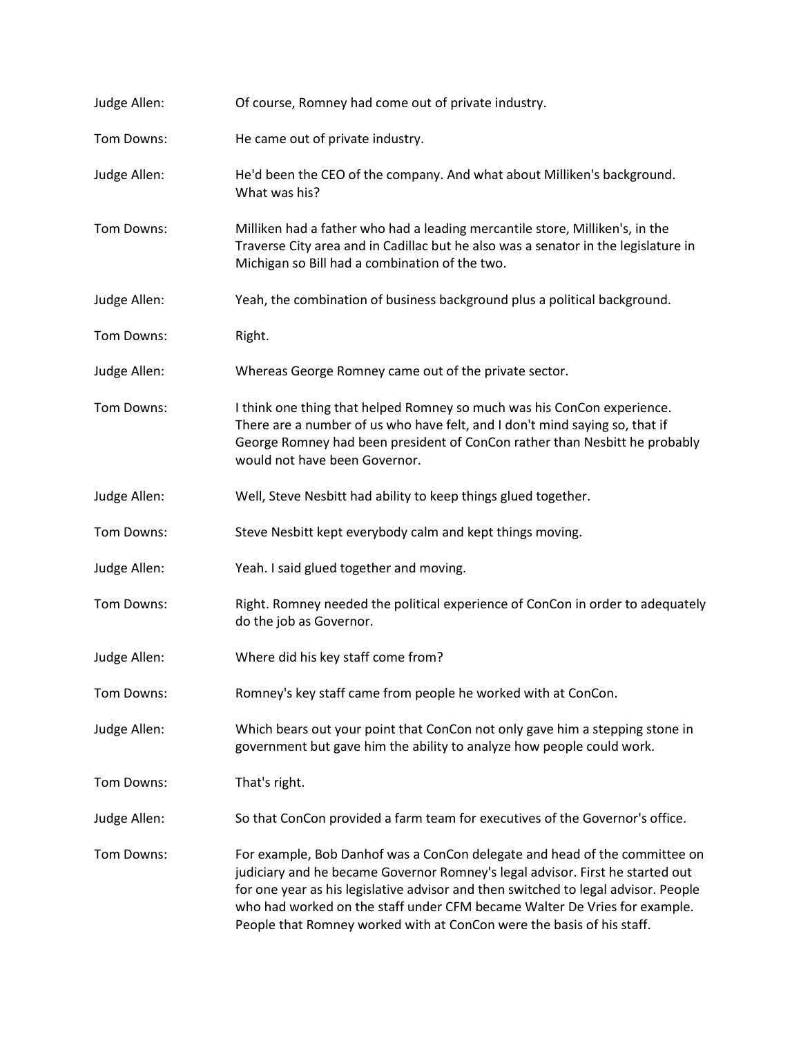Judge Allen: Of course, Romney had come out of private industry.

Tom Downs: He came out of private industry.

Judge Allen: He'd been the CEO of the company. And what about Milliken's background. What was his?

Tom Downs: Milliken had a father who had a leading mercantile store, Milliken's, in the Traverse City area and in Cadillac but he also was a senator in the legislature in Michigan so Bill had a combination of the two.

Judge Allen: Yeah, the combination of business background plus a political background.

Tom Downs: Right.

Judge Allen: Whereas George Romney came out of the private sector.

Tom Downs: I think one thing that helped Romney so much was his ConCon experience. There are a number of us who have felt, and I don't mind saying so, that if George Romney had been president of ConCon rather than Nesbitt he probably would not have been Governor.

Judge Allen: Well, Steve Nesbitt had ability to keep things glued together.

Tom Downs: Steve Nesbitt kept everybody calm and kept things moving.

Judge Allen: Yeah. I said glued together and moving.

Tom Downs: Right. Romney needed the political experience of ConCon in order to adequately do the job as Governor.

Judge Allen: Where did his key staff come from?

Tom Downs: Romney's key staff came from people he worked with at ConCon.

Judge Allen: Which bears out your point that ConCon not only gave him a stepping stone in government but gave him the ability to analyze how people could work.

Tom Downs: That's right.

Judge Allen: So that ConCon provided a farm team for executives of the Governor's office.

Tom Downs: For example, Bob Danhof was a ConCon delegate and head of the committee on judiciary and he became Governor Romney's legal advisor. First he started out for one year as his legislative advisor and then switched to legal advisor. People who had worked on the staff under CFM became Walter De Vries for example. People that Romney worked with at ConCon were the basis of his staff.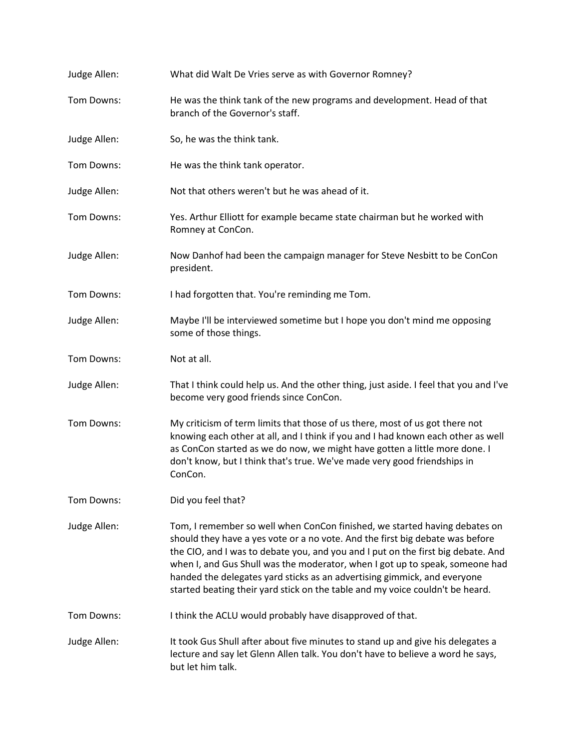Judge Allen: What did Walt De Vries serve as with Governor Romney?

Tom Downs: He was the think tank of the new programs and development. Head of that branch of the Governor's staff.

Judge Allen: So, he was the think tank.

Tom Downs: He was the think tank operator.

Judge Allen: Not that others weren't but he was ahead of it.

Tom Downs: Yes. Arthur Elliott for example became state chairman but he worked with Romney at ConCon.

Judge Allen: Now Danhof had been the campaign manager for Steve Nesbitt to be ConCon president.

Tom Downs: I had forgotten that. You're reminding me Tom.

Judge Allen: Maybe I'll be interviewed sometime but I hope you don't mind me opposing some of those things.

Tom Downs: Not at all.

Judge Allen: That I think could help us. And the other thing, just aside. I feel that you and I've become very good friends since ConCon.

Tom Downs: My criticism of term limits that those of us there, most of us got there not knowing each other at all, and I think if you and I had known each other as well as ConCon started as we do now, we might have gotten a little more done. I don't know, but I think that's true. We've made very good friendships in ConCon.

Tom Downs: Did you feel that?

Judge Allen: Tom, I remember so well when ConCon finished, we started having debates on should they have a yes vote or a no vote. And the first big debate was before the CIO, and I was to debate you, and you and I put on the first big debate. And when I, and Gus Shull was the moderator, when I got up to speak, someone had handed the delegates yard sticks as an advertising gimmick, and everyone started beating their yard stick on the table and my voice couldn't be heard.

Tom Downs: I think the ACLU would probably have disapproved of that.

Judge Allen: It took Gus Shull after about five minutes to stand up and give his delegates a lecture and say let Glenn Allen talk. You don't have to believe a word he says, but let him talk.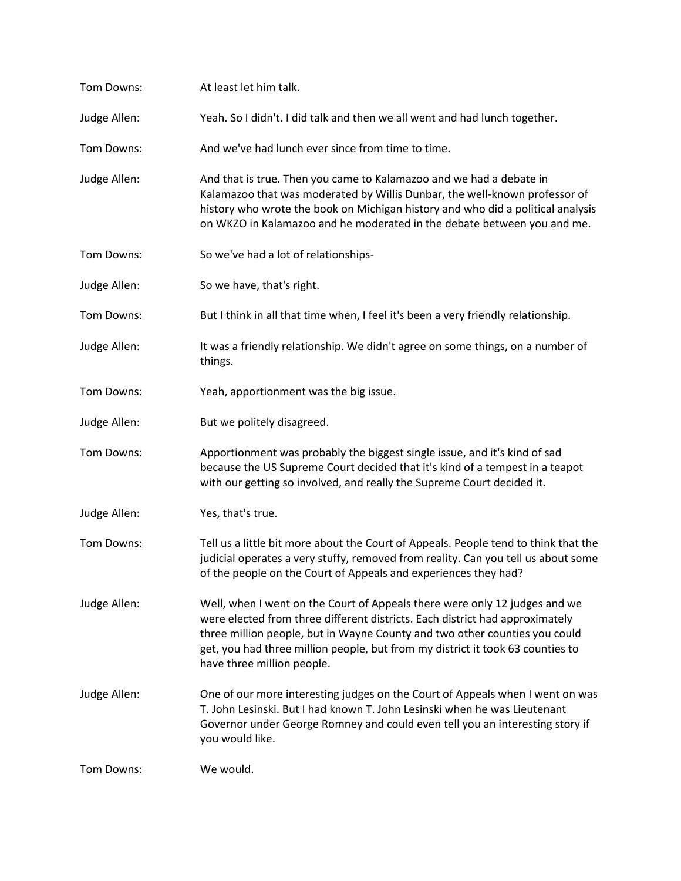Tom Downs: At least let him talk.

Judge Allen: Yeah. So I didn't. I did talk and then we all went and had lunch together.

Tom Downs: And we've had lunch ever since from time to time.

Judge Allen: And that is true. Then you came to Kalamazoo and we had a debate in Kalamazoo that was moderated by Willis Dunbar, the well-known professor of history who wrote the book on Michigan history and who did a political analysis on WKZO in Kalamazoo and he moderated in the debate between you and me.

Tom Downs: So we've had a lot of relationships-

Judge Allen: So we have, that's right.

Tom Downs: But I think in all that time when, I feel it's been a very friendly relationship.

Judge Allen: It was a friendly relationship. We didn't agree on some things, on a number of things.

Tom Downs: Yeah, apportionment was the big issue.

Judge Allen: But we politely disagreed.

Tom Downs: Apportionment was probably the biggest single issue, and it's kind of sad because the US Supreme Court decided that it's kind of a tempest in a teapot with our getting so involved, and really the Supreme Court decided it.

Judge Allen: Yes, that's true.

Tom Downs: Tell us a little bit more about the Court of Appeals. People tend to think that the judicial operates a very stuffy, removed from reality. Can you tell us about some of the people on the Court of Appeals and experiences they had?

Judge Allen: Well, when I went on the Court of Appeals there were only 12 judges and we were elected from three different districts. Each district had approximately three million people, but in Wayne County and two other counties you could get, you had three million people, but from my district it took 63 counties to have three million people.

Judge Allen: One of our more interesting judges on the Court of Appeals when I went on was T. John Lesinski. But I had known T. John Lesinski when he was Lieutenant Governor under George Romney and could even tell you an interesting story if you would like.

Tom Downs: We would.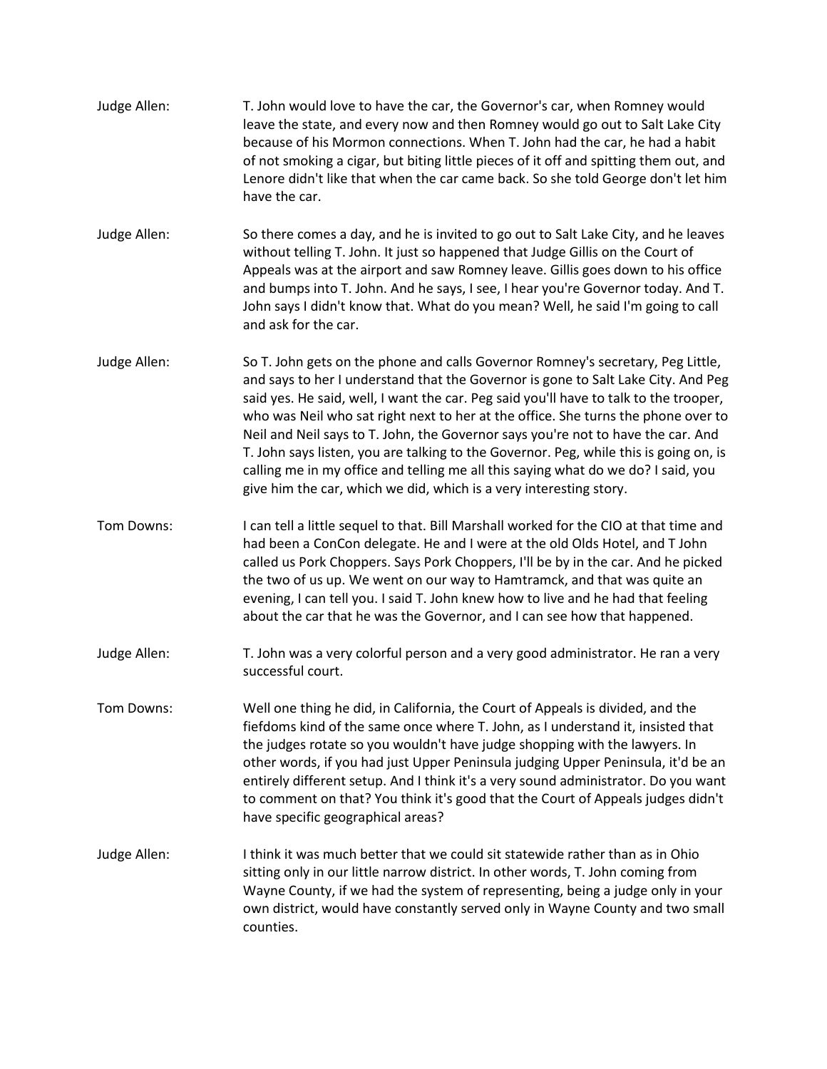Judge Allen: T. John would love to have the car, the Governor's car, when Romney would leave the state, and every now and then Romney would go out to Salt Lake City because of his Mormon connections. When T. John had the car, he had a habit of not smoking a cigar, but biting little pieces of it off and spitting them out, and Lenore didn't like that when the car came back. So she told George don't let him have the car.

Judge Allen: So there comes a day, and he is invited to go out to Salt Lake City, and he leaves without telling T. John. It just so happened that Judge Gillis on the Court of Appeals was at the airport and saw Romney leave. Gillis goes down to his office and bumps into T. John. And he says, I see, I hear you're Governor today. And T. John says I didn't know that. What do you mean? Well, he said I'm going to call and ask for the car.

Judge Allen: So T. John gets on the phone and calls Governor Romney's secretary, Peg Little, and says to her I understand that the Governor is gone to Salt Lake City. And Peg said yes. He said, well, I want the car. Peg said you'll have to talk to the trooper, who was Neil who sat right next to her at the office. She turns the phone over to Neil and Neil says to T. John, the Governor says you're not to have the car. And T. John says listen, you are talking to the Governor. Peg, while this is going on, is calling me in my office and telling me all this saying what do we do? I said, you give him the car, which we did, which is a very interesting story.

Tom Downs: I can tell a little sequel to that. Bill Marshall worked for the CIO at that time and had been a ConCon delegate. He and I were at the old Olds Hotel, and T John called us Pork Choppers. Says Pork Choppers, I'll be by in the car. And he picked the two of us up. We went on our way to Hamtramck, and that was quite an evening, I can tell you. I said T. John knew how to live and he had that feeling about the car that he was the Governor, and I can see how that happened.

Judge Allen: T. John was a very colorful person and a very good administrator. He ran a very successful court.

Tom Downs: Well one thing he did, in California, the Court of Appeals is divided, and the fiefdoms kind of the same once where T. John, as I understand it, insisted that the judges rotate so you wouldn't have judge shopping with the lawyers. In other words, if you had just Upper Peninsula judging Upper Peninsula, it'd be an entirely different setup. And I think it's a very sound administrator. Do you want to comment on that? You think it's good that the Court of Appeals judges didn't have specific geographical areas?

Judge Allen: I think it was much better that we could sit statewide rather than as in Ohio sitting only in our little narrow district. In other words, T. John coming from Wayne County, if we had the system of representing, being a judge only in your own district, would have constantly served only in Wayne County and two small counties.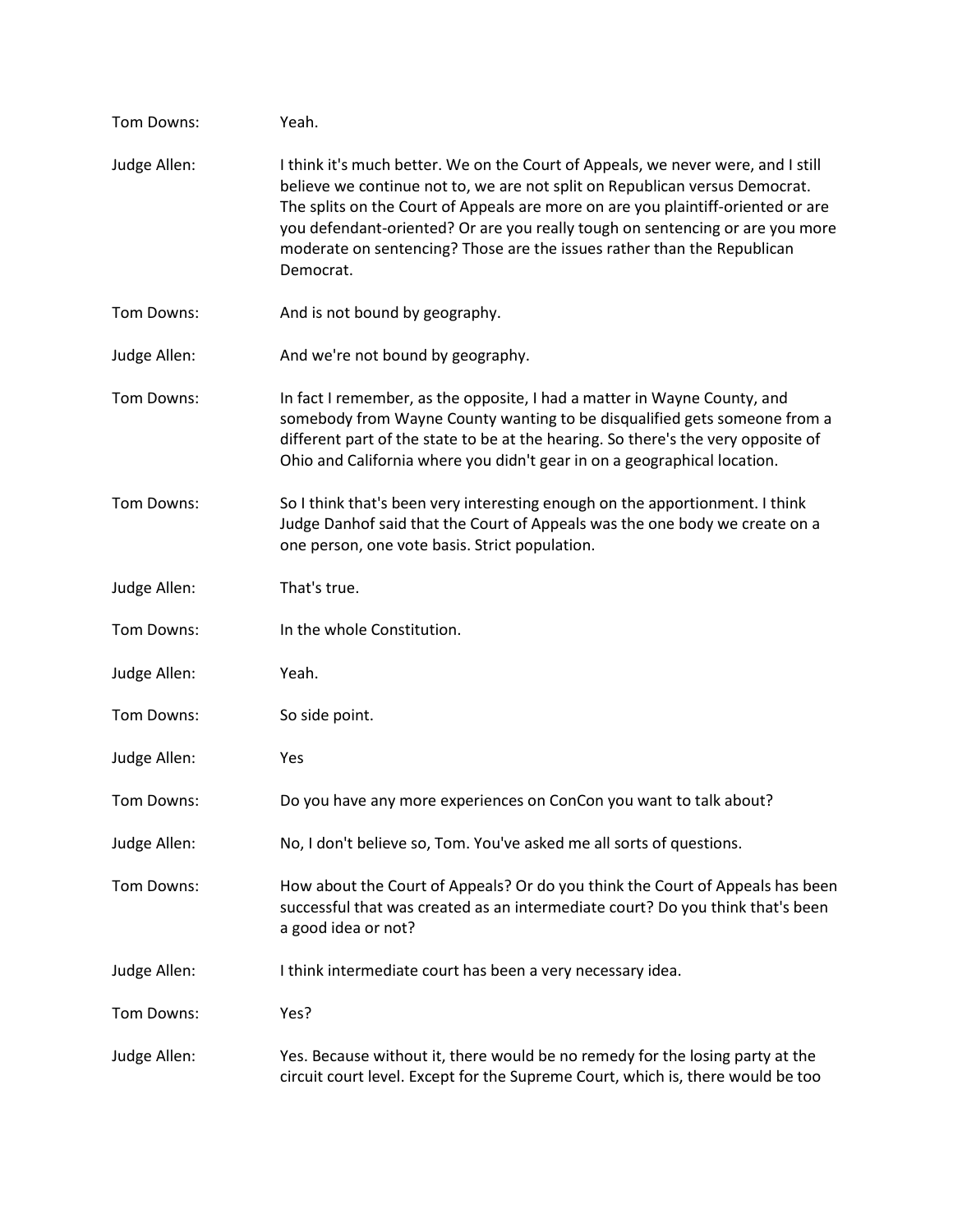Tom Downs: Yeah.

Judge Allen: I think it's much better. We on the Court of Appeals, we never were, and I still believe we continue not to, we are not split on Republican versus Democrat. The splits on the Court of Appeals are more on are you plaintiff-oriented or are you defendant-oriented? Or are you really tough on sentencing or are you more moderate on sentencing? Those are the issues rather than the Republican Democrat.

Tom Downs: And is not bound by geography.

Judge Allen: And we're not bound by geography.

Tom Downs: In fact I remember, as the opposite, I had a matter in Wayne County, and somebody from Wayne County wanting to be disqualified gets someone from a different part of the state to be at the hearing. So there's the very opposite of Ohio and California where you didn't gear in on a geographical location.

Tom Downs: So I think that's been very interesting enough on the apportionment. I think Judge Danhof said that the Court of Appeals was the one body we create on a one person, one vote basis. Strict population.

Judge Allen: That's true.

Tom Downs: In the whole Constitution.

Judge Allen: Yeah.

Tom Downs: So side point.

Judge Allen: Yes

Tom Downs: Do you have any more experiences on ConCon you want to talk about?

Judge Allen: No, I don't believe so, Tom. You've asked me all sorts of questions.

Tom Downs: How about the Court of Appeals? Or do you think the Court of Appeals has been successful that was created as an intermediate court? Do you think that's been a good idea or not?

Judge Allen: I think intermediate court has been a very necessary idea.

Tom Downs: Yes?

Judge Allen: Yes. Because without it, there would be no remedy for the losing party at the circuit court level. Except for the Supreme Court, which is, there would be too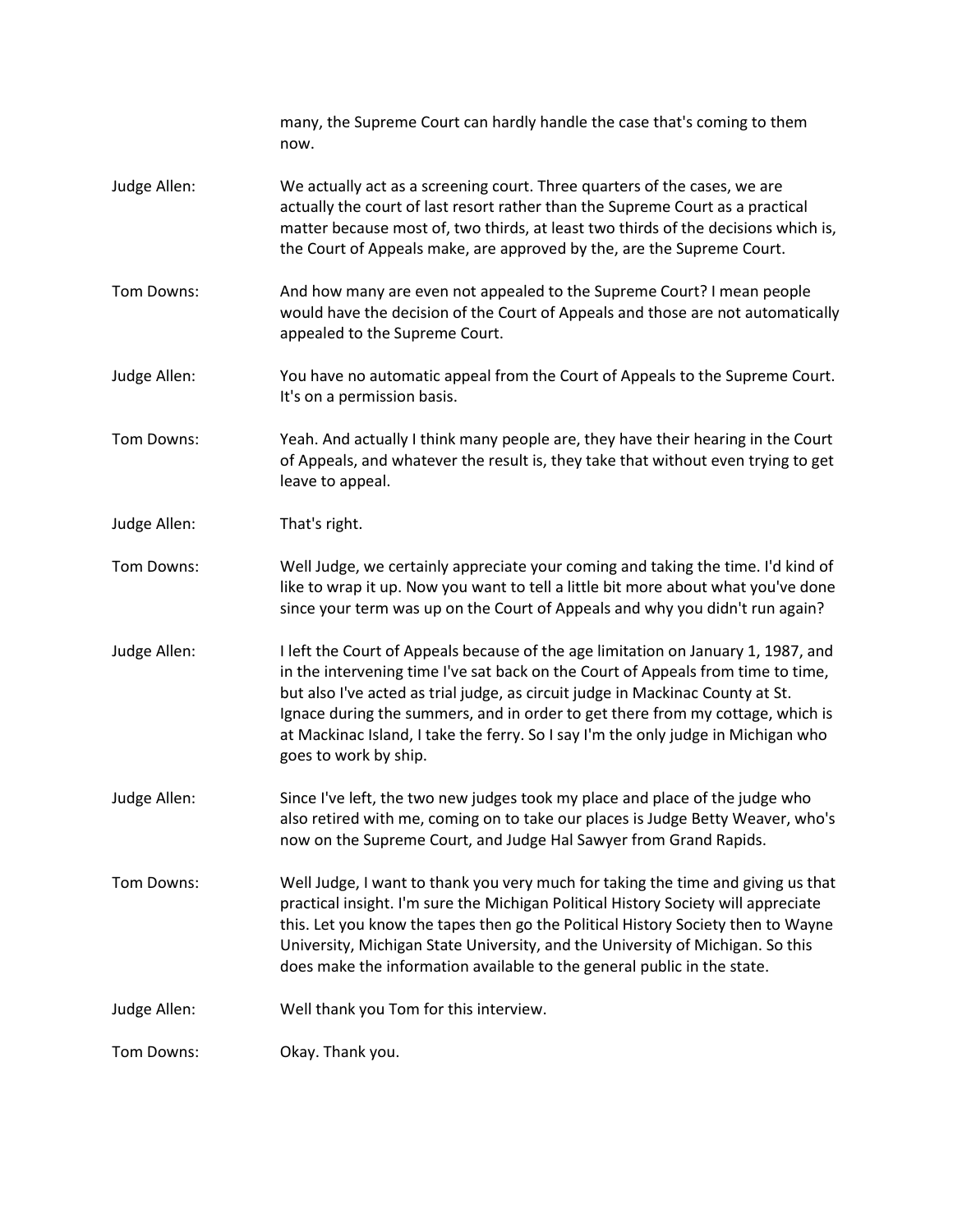many, the Supreme Court can hardly handle the case that's coming to them now.

Judge Allen: We actually act as a screening court. Three quarters of the cases, we are actually the court of last resort rather than the Supreme Court as a practical matter because most of, two thirds, at least two thirds of the decisions which is, the Court of Appeals make, are approved by the, are the Supreme Court.

Tom Downs: And how many are even not appealed to the Supreme Court? I mean people would have the decision of the Court of Appeals and those are not automatically appealed to the Supreme Court.

Judge Allen: You have no automatic appeal from the Court of Appeals to the Supreme Court. It's on a permission basis.

Tom Downs: Yeah. And actually I think many people are, they have their hearing in the Court of Appeals, and whatever the result is, they take that without even trying to get leave to appeal.

Judge Allen: That's right.

Tom Downs: Well Judge, we certainly appreciate your coming and taking the time. I'd kind of like to wrap it up. Now you want to tell a little bit more about what you've done since your term was up on the Court of Appeals and why you didn't run again?

Judge Allen: I left the Court of Appeals because of the age limitation on January 1, 1987, and in the intervening time I've sat back on the Court of Appeals from time to time, but also I've acted as trial judge, as circuit judge in Mackinac County at St. Ignace during the summers, and in order to get there from my cottage, which is at Mackinac Island, I take the ferry. So I say I'm the only judge in Michigan who goes to work by ship.

Judge Allen: Since I've left, the two new judges took my place and place of the judge who also retired with me, coming on to take our places is Judge Betty Weaver, who's now on the Supreme Court, and Judge Hal Sawyer from Grand Rapids.

Tom Downs: Well Judge, I want to thank you very much for taking the time and giving us that practical insight. I'm sure the Michigan Political History Society will appreciate this. Let you know the tapes then go the Political History Society then to Wayne University, Michigan State University, and the University of Michigan. So this does make the information available to the general public in the state.

Judge Allen: Well thank you Tom for this interview.

Tom Downs: Okay. Thank you.